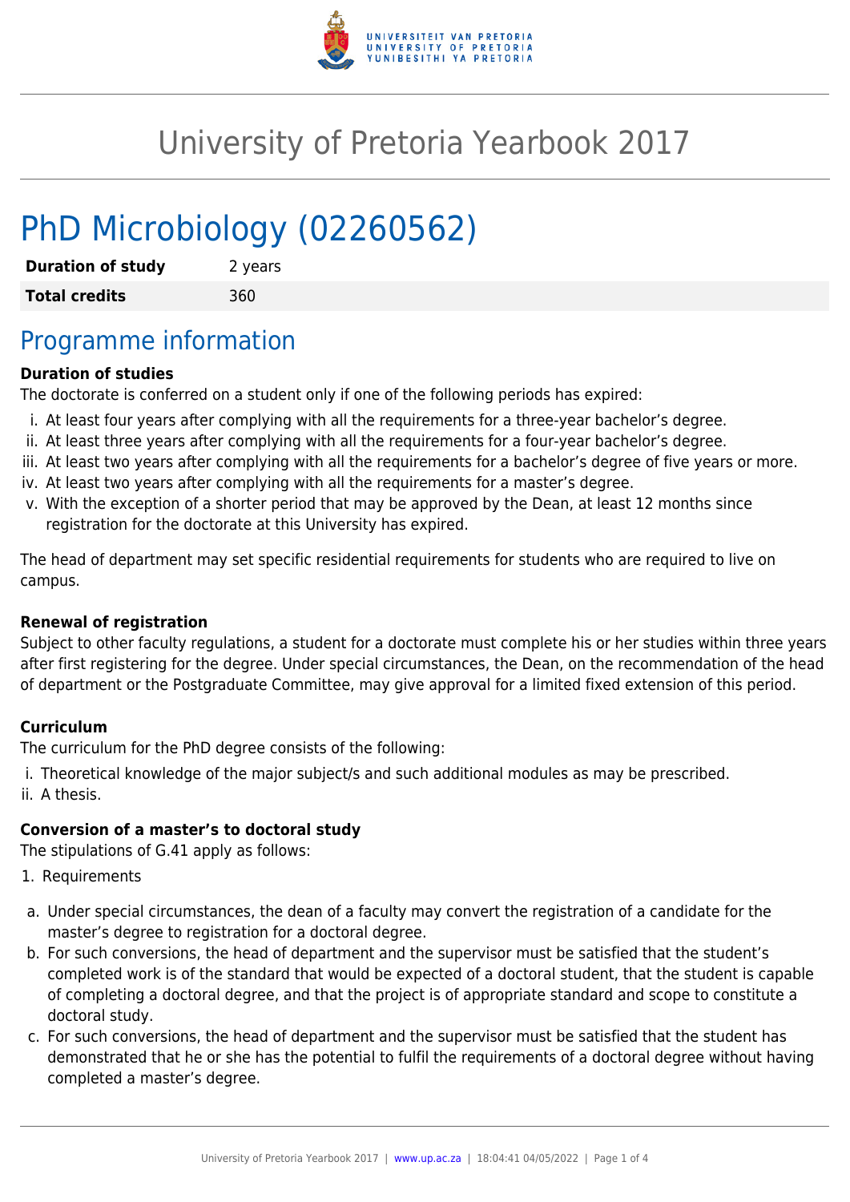# University of Pretoria Yearbook 2017

## PhD Microbiology (02260562)

| **Duration of study** | 2 years |
| --- | --- |
| **Total credits** | 360 |

## Programme information

**Duration of studies**

The doctorate is conferred on a student only if one of the following periods has expired:

i. At least four years after complying with all the requirements for a three-year bachelor's degree.
ii. At least three years after complying with all the requirements for a four-year bachelor's degree.
iii. At least two years after complying with all the requirements for a bachelor's degree of five years or more.
iv. At least two years after complying with all the requirements for a master's degree.
v. With the exception of a shorter period that may be approved by the Dean, at least 12 months since registration for the doctorate at this University has expired.

The head of department may set specific residential requirements for students who are required to live on campus.

**Renewal of registration**

Subject to other faculty regulations, a student for a doctorate must complete his or her studies within three years after first registering for the degree. Under special circumstances, the Dean, on the recommendation of the head of department or the Postgraduate Committee, may give approval for a limited fixed extension of this period.

**Curriculum**

The curriculum for the PhD degree consists of the following:

i. Theoretical knowledge of the major subject/s and such additional modules as may be prescribed.
ii. A thesis.

**Conversion of a master's to doctoral study**

The stipulations of G.41 apply as follows:

1. Requirements

a. Under special circumstances, the dean of a faculty may convert the registration of a candidate for the master's degree to registration for a doctoral degree.
b. For such conversions, the head of department and the supervisor must be satisfied that the student's completed work is of the standard that would be expected of a doctoral student, that the student is capable of completing a doctoral degree, and that the project is of appropriate standard and scope to constitute a doctoral study.
c. For such conversions, the head of department and the supervisor must be satisfied that the student has demonstrated that he or she has the potential to fulfil the requirements of a doctoral degree without having completed a master's degree.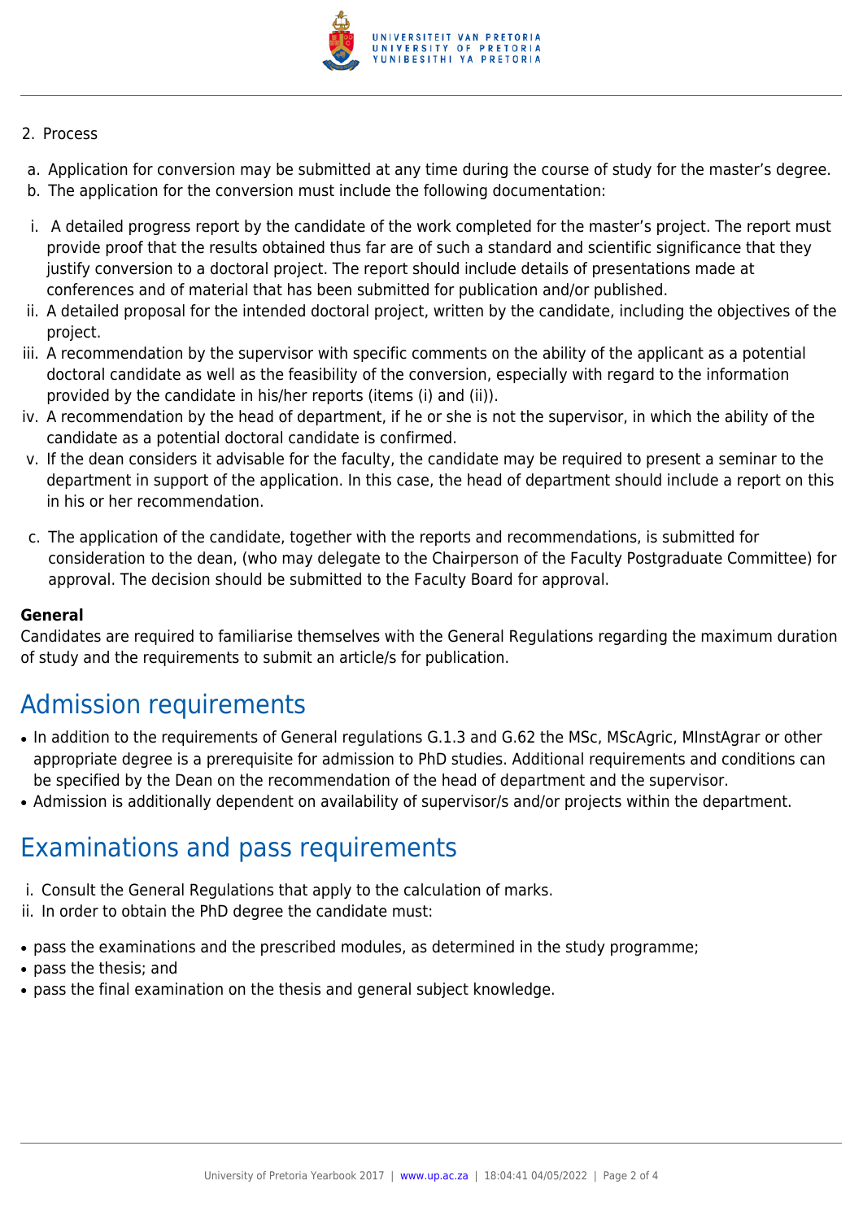2. Process

a. Application for conversion may be submitted at any time during the course of study for the master's degree.
b. The application for the conversion must include the following documentation:

i. A detailed progress report by the candidate of the work completed for the master's project. The report must provide proof that the results obtained thus far are of such a standard and scientific significance that they justify conversion to a doctoral project. The report should include details of presentations made at conferences and of material that has been submitted for publication and/or published.
ii. A detailed proposal for the intended doctoral project, written by the candidate, including the objectives of the project.
iii. A recommendation by the supervisor with specific comments on the ability of the applicant as a potential doctoral candidate as well as the feasibility of the conversion, especially with regard to the information provided by the candidate in his/her reports (items (i) and (ii)).
iv. A recommendation by the head of department, if he or she is not the supervisor, in which the ability of the candidate as a potential doctoral candidate is confirmed.
v. If the dean considers it advisable for the faculty, the candidate may be required to present a seminar to the department in support of the application. In this case, the head of department should include a report on this in his or her recommendation.

c. The application of the candidate, together with the reports and recommendations, is submitted for consideration to the dean, (who may delegate to the Chairperson of the Faculty Postgraduate Committee) for approval. The decision should be submitted to the Faculty Board for approval.

**General**

Candidates are required to familiarise themselves with the General Regulations regarding the maximum duration of study and the requirements to submit an article/s for publication.

## Admission requirements

- In addition to the requirements of General regulations G.1.3 and G.62 the MSc, MScAgric, MInstAgrar or other appropriate degree is a prerequisite for admission to PhD studies. Additional requirements and conditions can be specified by the Dean on the recommendation of the head of department and the supervisor.
- Admission is additionally dependent on availability of supervisor/s and/or projects within the department.

## Examinations and pass requirements

i. Consult the General Regulations that apply to the calculation of marks.
ii. In order to obtain the PhD degree the candidate must:

- pass the examinations and the prescribed modules, as determined in the study programme;
- pass the thesis; and
- pass the final examination on the thesis and general subject knowledge.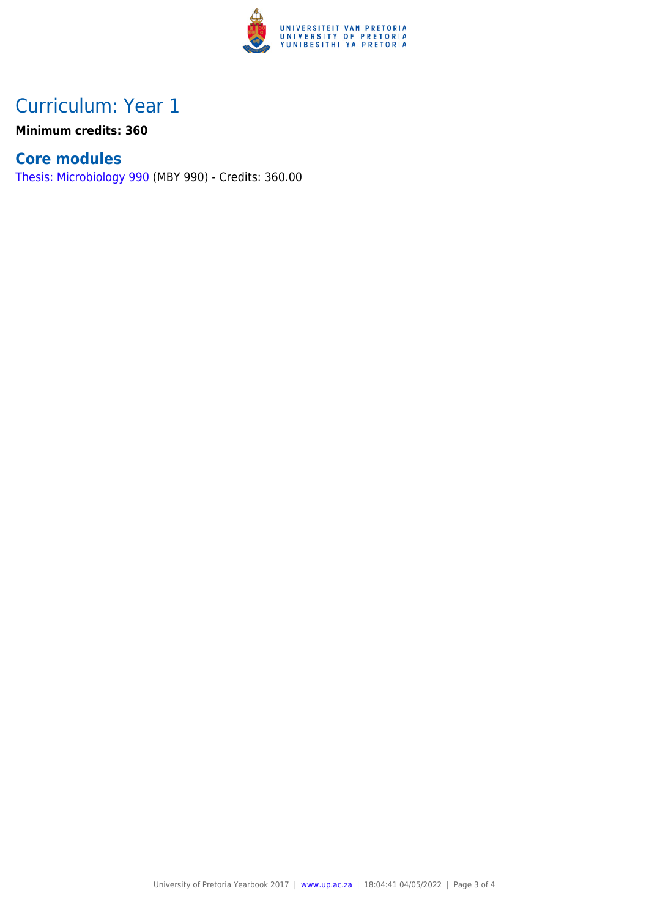# Curriculum: Year 1

**Minimum credits: 360**

## Core modules

Thesis: Microbiology 990 (MBY 990) - Credits: 360.00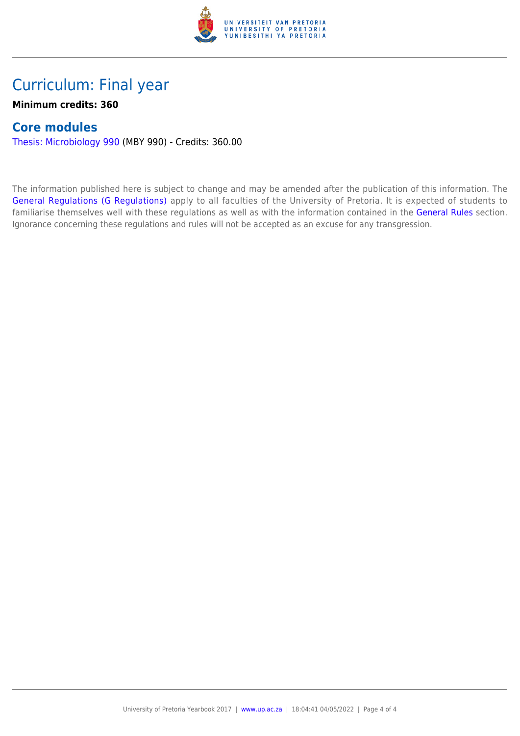## Curriculum: Final year

**Minimum credits: 360**

### Core modules

Thesis: Microbiology 990 (MBY 990) - Credits: 360.00

The information published here is subject to change and may be amended after the publication of this information. The General Regulations (G Regulations) apply to all faculties of the University of Pretoria. It is expected of students to familiarise themselves well with these regulations as well as with the information contained in the General Rules section. Ignorance concerning these regulations and rules will not be accepted as an excuse for any transgression.